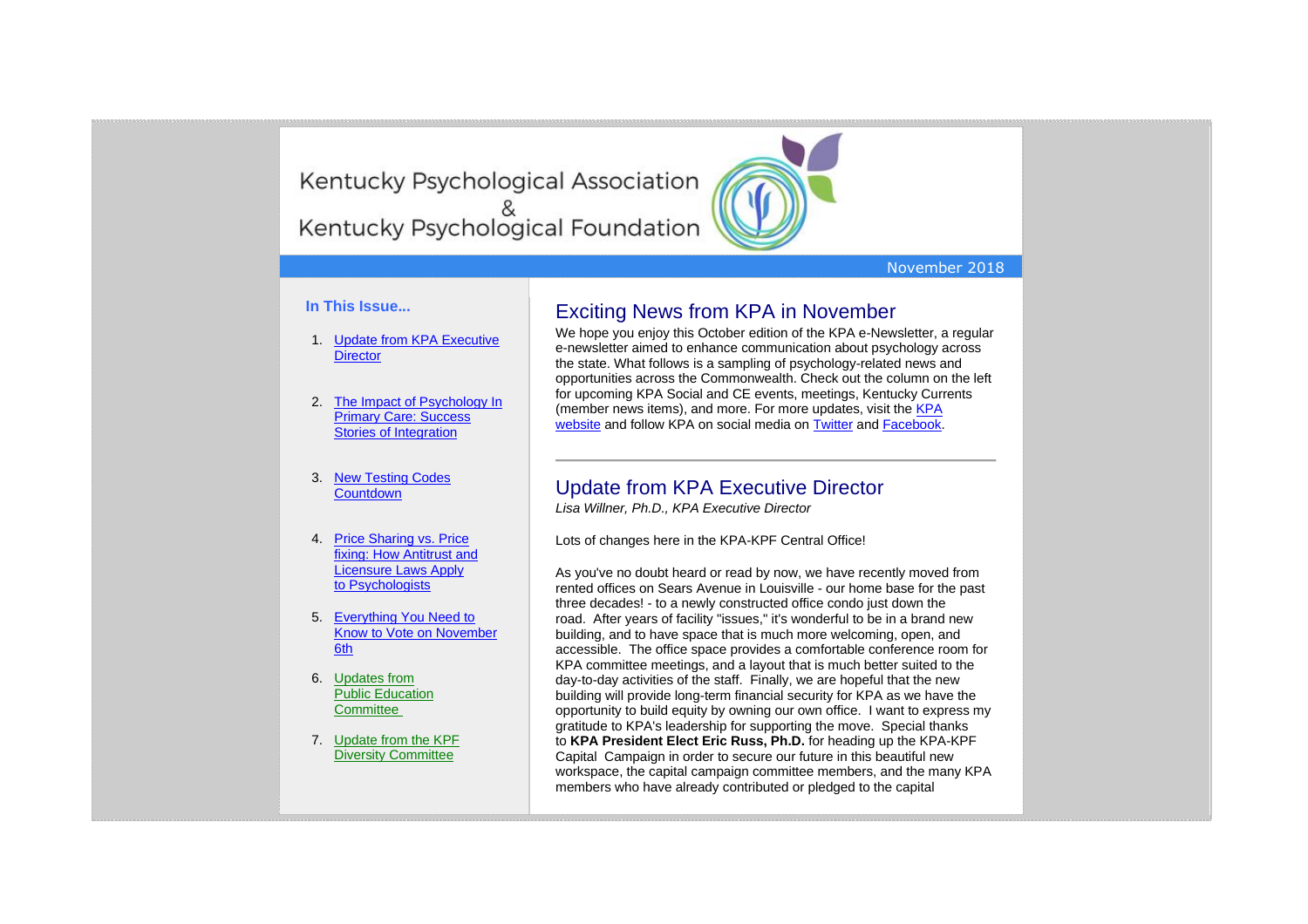Kentucky Psychological Association
&
Kentucky Psychological Foundation

November 2018

### In This Issue...

1. Update from KPA Executive Director
2. The Impact of Psychology In Primary Care: Success Stories of Integration
3. New Testing Codes Countdown
4. Price Sharing vs. Price fixing: How Antitrust and Licensure Laws Apply to Psychologists
5. Everything You Need to Know to Vote on November 6th
6. Updates from Public Education Committee
7. Update from the KPF Diversity Committee

## Exciting News from KPA in November

We hope you enjoy this October edition of the KPA e-Newsletter, a regular e-newsletter aimed to enhance communication about psychology across the state. What follows is a sampling of psychology-related news and opportunities across the Commonwealth. Check out the column on the left for upcoming KPA Social and CE events, meetings, Kentucky Currents (member news items), and more. For more updates, visit the KPA website and follow KPA on social media on Twitter and Facebook.

---

## Update from KPA Executive Director

*Lisa Willner, Ph.D., KPA Executive Director*

Lots of changes here in the KPA-KPF Central Office!

As you've no doubt heard or read by now, we have recently moved from rented offices on Sears Avenue in Louisville - our home base for the past three decades! - to a newly constructed office condo just down the road. After years of facility "issues," it's wonderful to be in a brand new building, and to have space that is much more welcoming, open, and accessible. The office space provides a comfortable conference room for KPA committee meetings, and a layout that is much better suited to the day-to-day activities of the staff. Finally, we are hopeful that the new building will provide long-term financial security for KPA as we have the opportunity to build equity by owning our own office. I want to express my gratitude to KPA's leadership for supporting the move. Special thanks to **KPA President Elect Eric Russ, Ph.D.** for heading up the KPA-KPF Capital Campaign in order to secure our future in this beautiful new workspace, the capital campaign committee members, and the many KPA members who have already contributed or pledged to the capital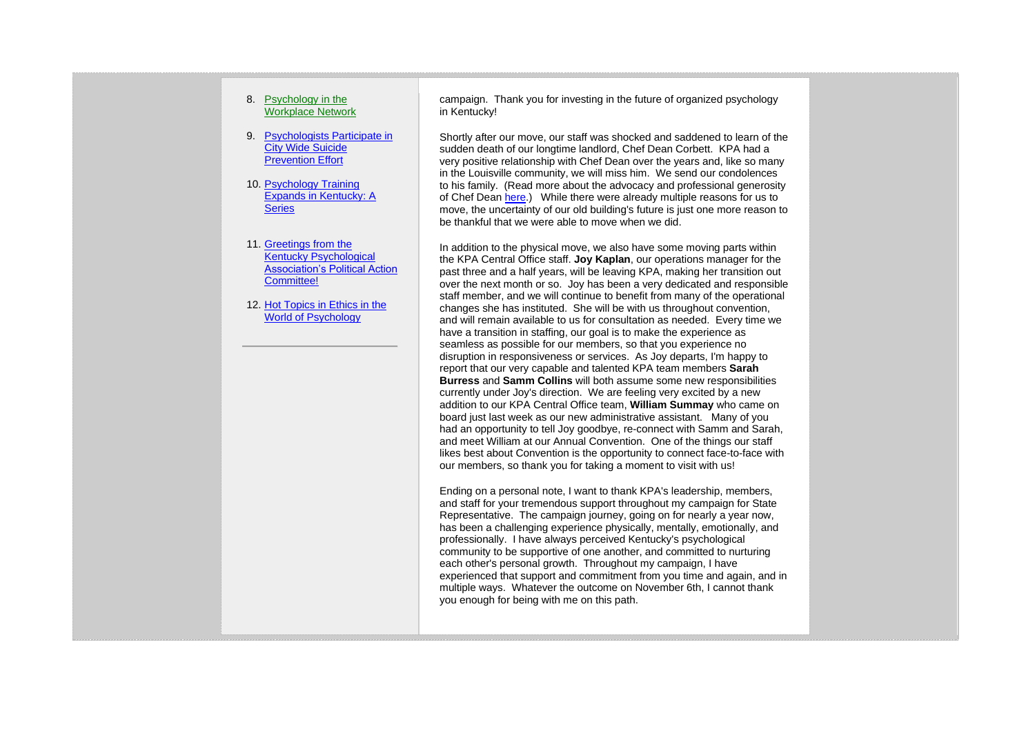8. Psychology in the Workplace Network
9. Psychologists Participate in City Wide Suicide Prevention Effort
10. Psychology Training Expands in Kentucky: A Series
11. Greetings from the Kentucky Psychological Association's Political Action Committee!
12. Hot Topics in Ethics in the World of Psychology

---

campaign. Thank you for investing in the future of organized psychology in Kentucky!

Shortly after our move, our staff was shocked and saddened to learn of the sudden death of our longtime landlord, Chef Dean Corbett. KPA had a very positive relationship with Chef Dean over the years and, like so many in the Louisville community, we will miss him. We send our condolences to his family. (Read more about the advocacy and professional generosity of Chef Dean here.) While there were already multiple reasons for us to move, the uncertainty of our old building's future is just one more reason to be thankful that we were able to move when we did.

In addition to the physical move, we also have some moving parts within the KPA Central Office staff. **Joy Kaplan**, our operations manager for the past three and a half years, will be leaving KPA, making her transition out over the next month or so. Joy has been a very dedicated and responsible staff member, and we will continue to benefit from many of the operational changes she has instituted. She will be with us throughout convention, and will remain available to us for consultation as needed. Every time we have a transition in staffing, our goal is to make the experience as seamless as possible for our members, so that you experience no disruption in responsiveness or services. As Joy departs, I'm happy to report that our very capable and talented KPA team members **Sarah Burress** and **Samm Collins** will both assume some new responsibilities currently under Joy's direction. We are feeling very excited by a new addition to our KPA Central Office team, **William Summay** who came on board just last week as our new administrative assistant. Many of you had an opportunity to tell Joy goodbye, re-connect with Samm and Sarah, and meet William at our Annual Convention. One of the things our staff likes best about Convention is the opportunity to connect face-to-face with our members, so thank you for taking a moment to visit with us!

Ending on a personal note, I want to thank KPA's leadership, members, and staff for your tremendous support throughout my campaign for State Representative. The campaign journey, going on for nearly a year now, has been a challenging experience physically, mentally, emotionally, and professionally. I have always perceived Kentucky's psychological community to be supportive of one another, and committed to nurturing each other's personal growth. Throughout my campaign, I have experienced that support and commitment from you time and again, and in multiple ways. Whatever the outcome on November 6th, I cannot thank you enough for being with me on this path.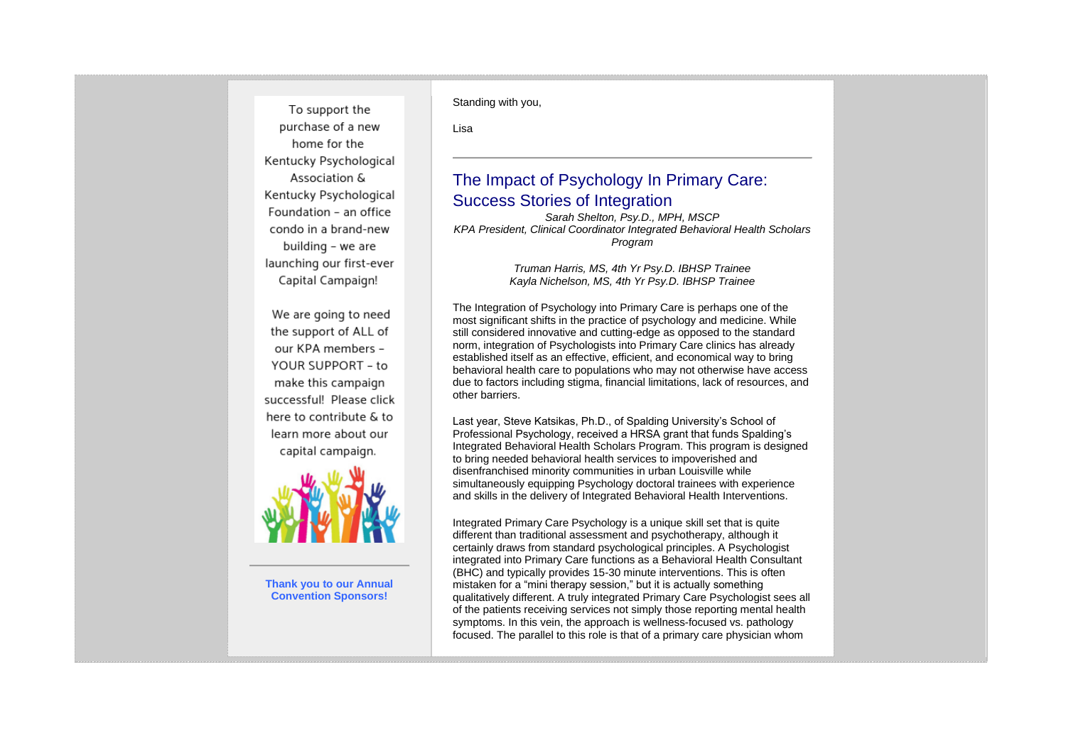To support the purchase of a new home for the Kentucky Psychological Association & Kentucky Psychological Foundation - an office condo in a brand-new building - we are launching our first-ever Capital Campaign!

We are going to need the support of ALL of our KPA members - YOUR SUPPORT - to make this campaign successful! Please click here to contribute & to learn more about our capital campaign.

---

**Thank you to our Annual Convention Sponsors!**

Standing with you,

Lisa

---

## The Impact of Psychology In Primary Care: Success Stories of Integration

*Sarah Shelton, Psy.D., MPH, MSCP*
*KPA President, Clinical Coordinator Integrated Behavioral Health Scholars Program*

*Truman Harris, MS, 4th Yr Psy.D. IBHSP Trainee*
*Kayla Nichelson, MS, 4th Yr Psy.D. IBHSP Trainee*

The Integration of Psychology into Primary Care is perhaps one of the most significant shifts in the practice of psychology and medicine. While still considered innovative and cutting-edge as opposed to the standard norm, integration of Psychologists into Primary Care clinics has already established itself as an effective, efficient, and economical way to bring behavioral health care to populations who may not otherwise have access due to factors including stigma, financial limitations, lack of resources, and other barriers.

Last year, Steve Katsikas, Ph.D., of Spalding University's School of Professional Psychology, received a HRSA grant that funds Spalding's Integrated Behavioral Health Scholars Program. This program is designed to bring needed behavioral health services to impoverished and disenfranchised minority communities in urban Louisville while simultaneously equipping Psychology doctoral trainees with experience and skills in the delivery of Integrated Behavioral Health Interventions.

Integrated Primary Care Psychology is a unique skill set that is quite different than traditional assessment and psychotherapy, although it certainly draws from standard psychological principles. A Psychologist integrated into Primary Care functions as a Behavioral Health Consultant (BHC) and typically provides 15-30 minute interventions. This is often mistaken for a "mini therapy session," but it is actually something qualitatively different. A truly integrated Primary Care Psychologist sees all of the patients receiving services not simply those reporting mental health symptoms. In this vein, the approach is wellness-focused vs. pathology focused. The parallel to this role is that of a primary care physician whom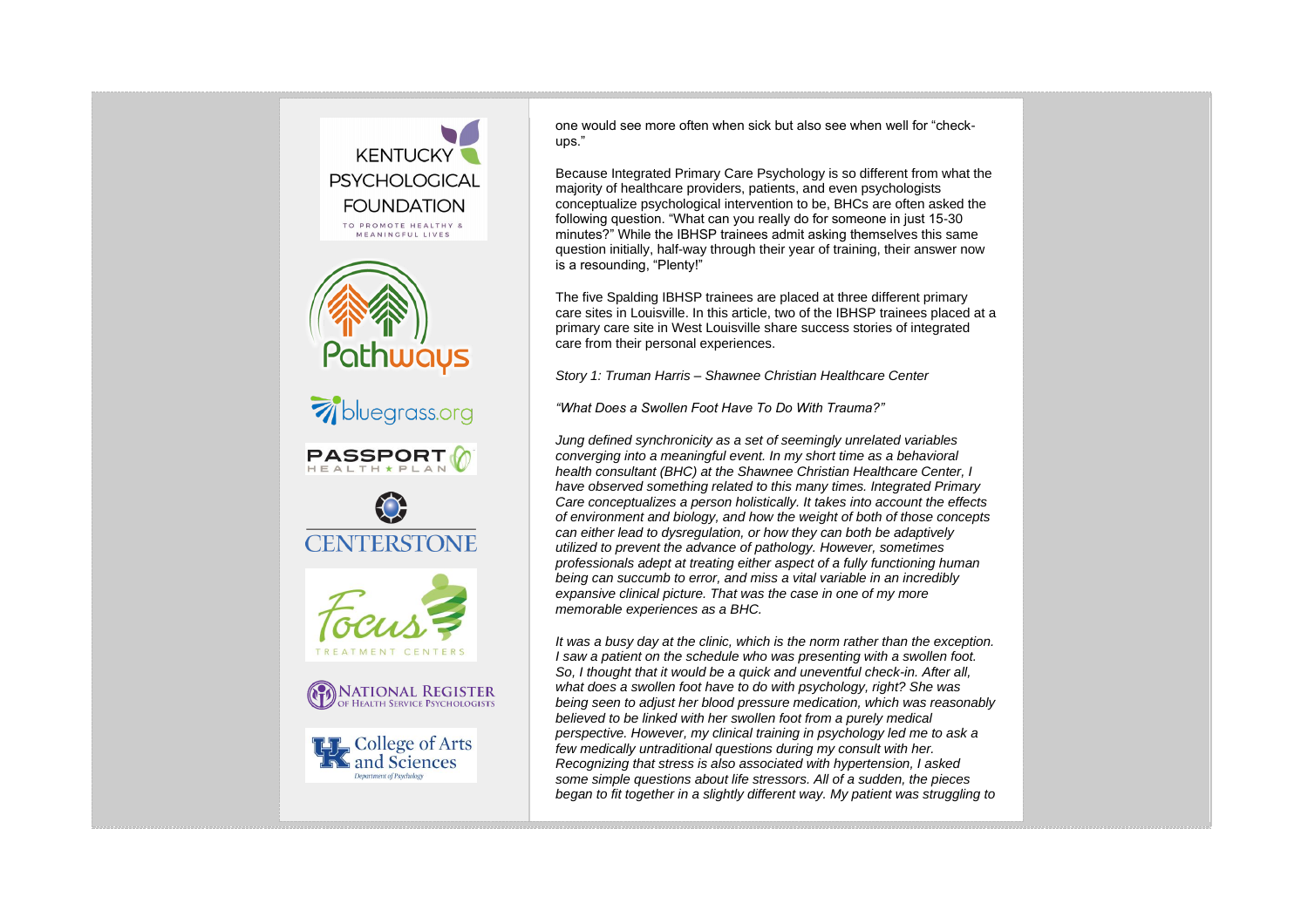one would see more often when sick but also see when well for "check-ups."

Because Integrated Primary Care Psychology is so different from what the majority of healthcare providers, patients, and even psychologists conceptualize psychological intervention to be, BHCs are often asked the following question. "What can you really do for someone in just 15-30 minutes?" While the IBHSP trainees admit asking themselves this same question initially, half-way through their year of training, their answer now is a resounding, "Plenty!"

The five Spalding IBHSP trainees are placed at three different primary care sites in Louisville. In this article, two of the IBHSP trainees placed at a primary care site in West Louisville share success stories of integrated care from their personal experiences.

*Story 1: Truman Harris – Shawnee Christian Healthcare Center*

*"What Does a Swollen Foot Have To Do With Trauma?"*

*Jung defined synchronicity as a set of seemingly unrelated variables converging into a meaningful event. In my short time as a behavioral health consultant (BHC) at the Shawnee Christian Healthcare Center, I have observed something related to this many times. Integrated Primary Care conceptualizes a person holistically. It takes into account the effects of environment and biology, and how the weight of both of those concepts can either lead to dysregulation, or how they can both be adaptively utilized to prevent the advance of pathology. However, sometimes professionals adept at treating either aspect of a fully functioning human being can succumb to error, and miss a vital variable in an incredibly expansive clinical picture. That was the case in one of my more memorable experiences as a BHC.*

*It was a busy day at the clinic, which is the norm rather than the exception. I saw a patient on the schedule who was presenting with a swollen foot. So, I thought that it would be a quick and uneventful check-in. After all, what does a swollen foot have to do with psychology, right? She was being seen to adjust her blood pressure medication, which was reasonably believed to be linked with her swollen foot from a purely medical perspective. However, my clinical training in psychology led me to ask a few medically untraditional questions during my consult with her. Recognizing that stress is also associated with hypertension, I asked some simple questions about life stressors. All of a sudden, the pieces began to fit together in a slightly different way. My patient was struggling to*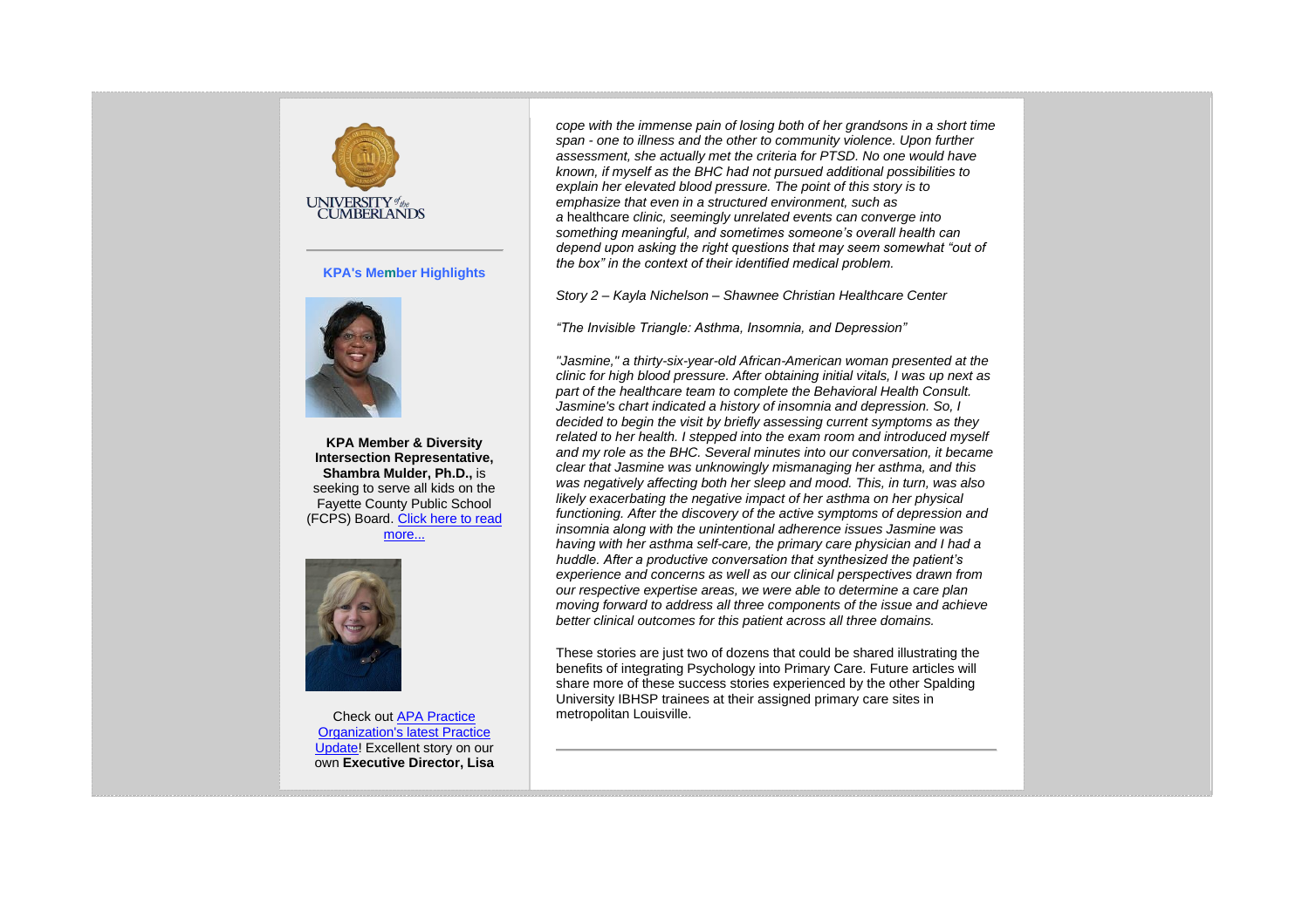UNIVERSITY *of the* CUMBERLANDS

### KPA's Member Highlights

**KPA Member & Diversity Intersection Representative, Shambra Mulder, Ph.D.,** is seeking to serve all kids on the Fayette County Public School (FCPS) Board. Click here to read more...

Check out APA Practice Organization's latest Practice Update! Excellent story on our own **Executive Director, Lisa**

*cope with the immense pain of losing both of her grandsons in a short time span - one to illness and the other to community violence. Upon further assessment, she actually met the criteria for PTSD. No one would have known, if myself as the BHC had not pursued additional possibilities to explain her elevated blood pressure. The point of this story is to emphasize that even in a structured environment, such as a* healthcare *clinic, seemingly unrelated events can converge into something meaningful, and sometimes someone's overall health can depend upon asking the right questions that may seem somewhat "out of the box" in the context of their identified medical problem.*

*Story 2 – Kayla Nichelson – Shawnee Christian Healthcare Center*

*"The Invisible Triangle: Asthma, Insomnia, and Depression"*

*"Jasmine," a thirty-six-year-old African-American woman presented at the clinic for high blood pressure. After obtaining initial vitals, I was up next as part of the healthcare team to complete the Behavioral Health Consult. Jasmine's chart indicated a history of insomnia and depression. So, I decided to begin the visit by briefly assessing current symptoms as they related to her health. I stepped into the exam room and introduced myself and my role as the BHC. Several minutes into our conversation, it became clear that Jasmine was unknowingly mismanaging her asthma, and this was negatively affecting both her sleep and mood. This, in turn, was also likely exacerbating the negative impact of her asthma on her physical functioning. After the discovery of the active symptoms of depression and insomnia along with the unintentional adherence issues Jasmine was having with her asthma self-care, the primary care physician and I had a huddle. After a productive conversation that synthesized the patient's experience and concerns as well as our clinical perspectives drawn from our respective expertise areas, we were able to determine a care plan moving forward to address all three components of the issue and achieve better clinical outcomes for this patient across all three domains.*

These stories are just two of dozens that could be shared illustrating the benefits of integrating Psychology into Primary Care. Future articles will share more of these success stories experienced by the other Spalding University IBHSP trainees at their assigned primary care sites in metropolitan Louisville.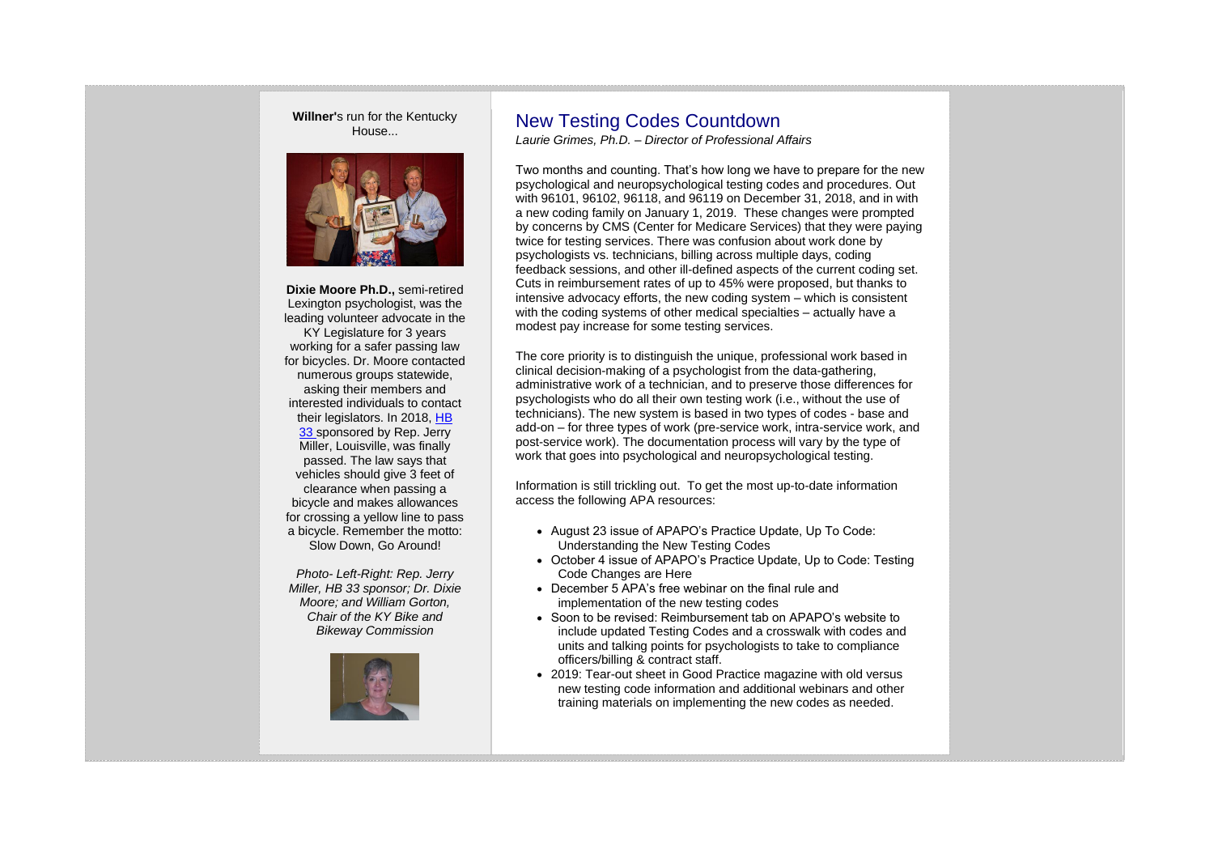**Willner'**s run for the Kentucky House...

**Dixie Moore Ph.D.,** semi-retired Lexington psychologist, was the leading volunteer advocate in the KY Legislature for 3 years working for a safer passing law for bicycles. Dr. Moore contacted numerous groups statewide, asking their members and interested individuals to contact their legislators. In 2018, HB 33 sponsored by Rep. Jerry Miller, Louisville, was finally passed. The law says that vehicles should give 3 feet of clearance when passing a bicycle and makes allowances for crossing a yellow line to pass a bicycle. Remember the motto: Slow Down, Go Around!

*Photo- Left-Right: Rep. Jerry Miller, HB 33 sponsor; Dr. Dixie Moore; and William Gorton, Chair of the KY Bike and Bikeway Commission*

## New Testing Codes Countdown

*Laurie Grimes, Ph.D. – Director of Professional Affairs*

Two months and counting. That's how long we have to prepare for the new psychological and neuropsychological testing codes and procedures. Out with 96101, 96102, 96118, and 96119 on December 31, 2018, and in with a new coding family on January 1, 2019. These changes were prompted by concerns by CMS (Center for Medicare Services) that they were paying twice for testing services. There was confusion about work done by psychologists vs. technicians, billing across multiple days, coding feedback sessions, and other ill-defined aspects of the current coding set. Cuts in reimbursement rates of up to 45% were proposed, but thanks to intensive advocacy efforts, the new coding system – which is consistent with the coding systems of other medical specialties – actually have a modest pay increase for some testing services.

The core priority is to distinguish the unique, professional work based in clinical decision-making of a psychologist from the data-gathering, administrative work of a technician, and to preserve those differences for psychologists who do all their own testing work (i.e., without the use of technicians). The new system is based in two types of codes - base and add-on – for three types of work (pre-service work, intra-service work, and post-service work). The documentation process will vary by the type of work that goes into psychological and neuropsychological testing.

Information is still trickling out. To get the most up-to-date information access the following APA resources:

- August 23 issue of APAPO's Practice Update, Up To Code: Understanding the New Testing Codes
- October 4 issue of APAPO's Practice Update, Up to Code: Testing Code Changes are Here
- December 5 APA's free webinar on the final rule and implementation of the new testing codes
- Soon to be revised: Reimbursement tab on APAPO's website to include updated Testing Codes and a crosswalk with codes and units and talking points for psychologists to take to compliance officers/billing & contract staff.
- 2019: Tear-out sheet in Good Practice magazine with old versus new testing code information and additional webinars and other training materials on implementing the new codes as needed.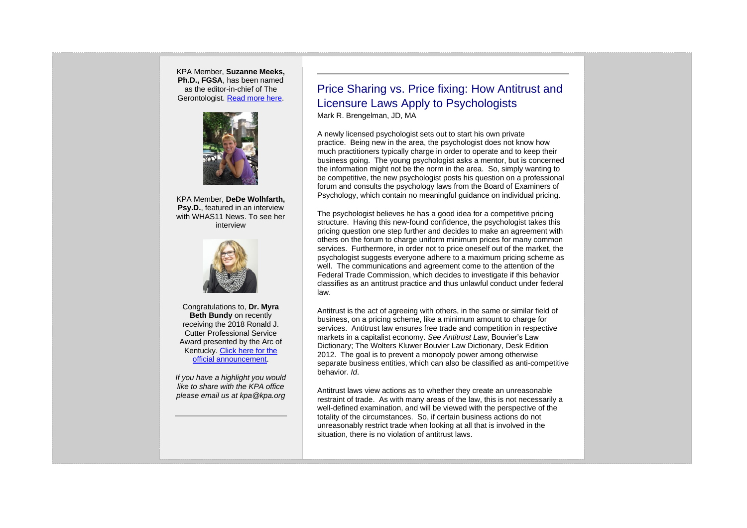KPA Member, **Suzanne Meeks, Ph.D., FGSA**, has been named as the editor-in-chief of The Gerontologist. Read more here.

KPA Member, **DeDe Wolhfarth, Psy.D.**, featured in an interview with WHAS11 News. To see her interview

Congratulations to, **Dr. Myra Beth Bundy** on recently receiving the 2018 Ronald J. Cutter Professional Service Award presented by the Arc of Kentucky. Click here for the official announcement.

*If you have a highlight you would like to share with the KPA office please email us at kpa@kpa.org*

## Price Sharing vs. Price fixing: How Antitrust and Licensure Laws Apply to Psychologists

Mark R. Brengelman, JD, MA

A newly licensed psychologist sets out to start his own private practice. Being new in the area, the psychologist does not know how much practitioners typically charge in order to operate and to keep their business going. The young psychologist asks a mentor, but is concerned the information might not be the norm in the area. So, simply wanting to be competitive, the new psychologist posts his question on a professional forum and consults the psychology laws from the Board of Examiners of Psychology, which contain no meaningful guidance on individual pricing.

The psychologist believes he has a good idea for a competitive pricing structure. Having this new-found confidence, the psychologist takes this pricing question one step further and decides to make an agreement with others on the forum to charge uniform minimum prices for many common services. Furthermore, in order not to price oneself out of the market, the psychologist suggests everyone adhere to a maximum pricing scheme as well. The communications and agreement come to the attention of the Federal Trade Commission, which decides to investigate if this behavior classifies as an antitrust practice and thus unlawful conduct under federal law.

Antitrust is the act of agreeing with others, in the same or similar field of business, on a pricing scheme, like a minimum amount to charge for services. Antitrust law ensures free trade and competition in respective markets in a capitalist economy. *See Antitrust Law*, Bouvier's Law Dictionary; The Wolters Kluwer Bouvier Law Dictionary, Desk Edition 2012. The goal is to prevent a monopoly power among otherwise separate business entities, which can also be classified as anti-competitive behavior. *Id*.

Antitrust laws view actions as to whether they create an unreasonable restraint of trade. As with many areas of the law, this is not necessarily a well-defined examination, and will be viewed with the perspective of the totality of the circumstances. So, if certain business actions do not unreasonably restrict trade when looking at all that is involved in the situation, there is no violation of antitrust laws.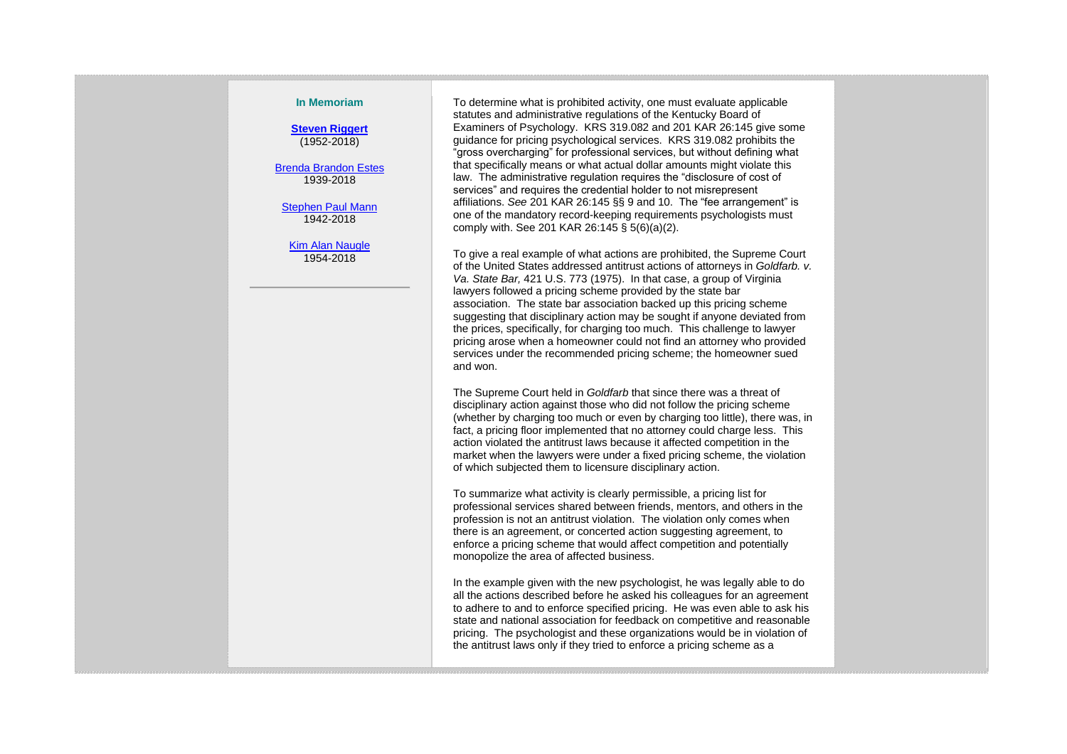**In Memoriam**

**Steven Riggert**
(1952-2018)

Brenda Brandon Estes
1939-2018

Stephen Paul Mann
1942-2018

Kim Alan Naugle
1954-2018

---

To determine what is prohibited activity, one must evaluate applicable statutes and administrative regulations of the Kentucky Board of Examiners of Psychology. KRS 319.082 and 201 KAR 26:145 give some guidance for pricing psychological services. KRS 319.082 prohibits the "gross overcharging" for professional services, but without defining what that specifically means or what actual dollar amounts might violate this law. The administrative regulation requires the "disclosure of cost of services" and requires the credential holder to not misrepresent affiliations. *See* 201 KAR 26:145 §§ 9 and 10. The "fee arrangement" is one of the mandatory record-keeping requirements psychologists must comply with. See 201 KAR 26:145 § 5(6)(a)(2).

To give a real example of what actions are prohibited, the Supreme Court of the United States addressed antitrust actions of attorneys in *Goldfarb. v. Va. State Bar,* 421 U.S. 773 (1975). In that case, a group of Virginia lawyers followed a pricing scheme provided by the state bar association. The state bar association backed up this pricing scheme suggesting that disciplinary action may be sought if anyone deviated from the prices, specifically, for charging too much. This challenge to lawyer pricing arose when a homeowner could not find an attorney who provided services under the recommended pricing scheme; the homeowner sued and won.

The Supreme Court held in *Goldfarb* that since there was a threat of disciplinary action against those who did not follow the pricing scheme (whether by charging too much or even by charging too little), there was, in fact, a pricing floor implemented that no attorney could charge less. This action violated the antitrust laws because it affected competition in the market when the lawyers were under a fixed pricing scheme, the violation of which subjected them to licensure disciplinary action.

To summarize what activity is clearly permissible, a pricing list for professional services shared between friends, mentors, and others in the profession is not an antitrust violation. The violation only comes when there is an agreement, or concerted action suggesting agreement, to enforce a pricing scheme that would affect competition and potentially monopolize the area of affected business.

In the example given with the new psychologist, he was legally able to do all the actions described before he asked his colleagues for an agreement to adhere to and to enforce specified pricing. He was even able to ask his state and national association for feedback on competitive and reasonable pricing. The psychologist and these organizations would be in violation of the antitrust laws only if they tried to enforce a pricing scheme as a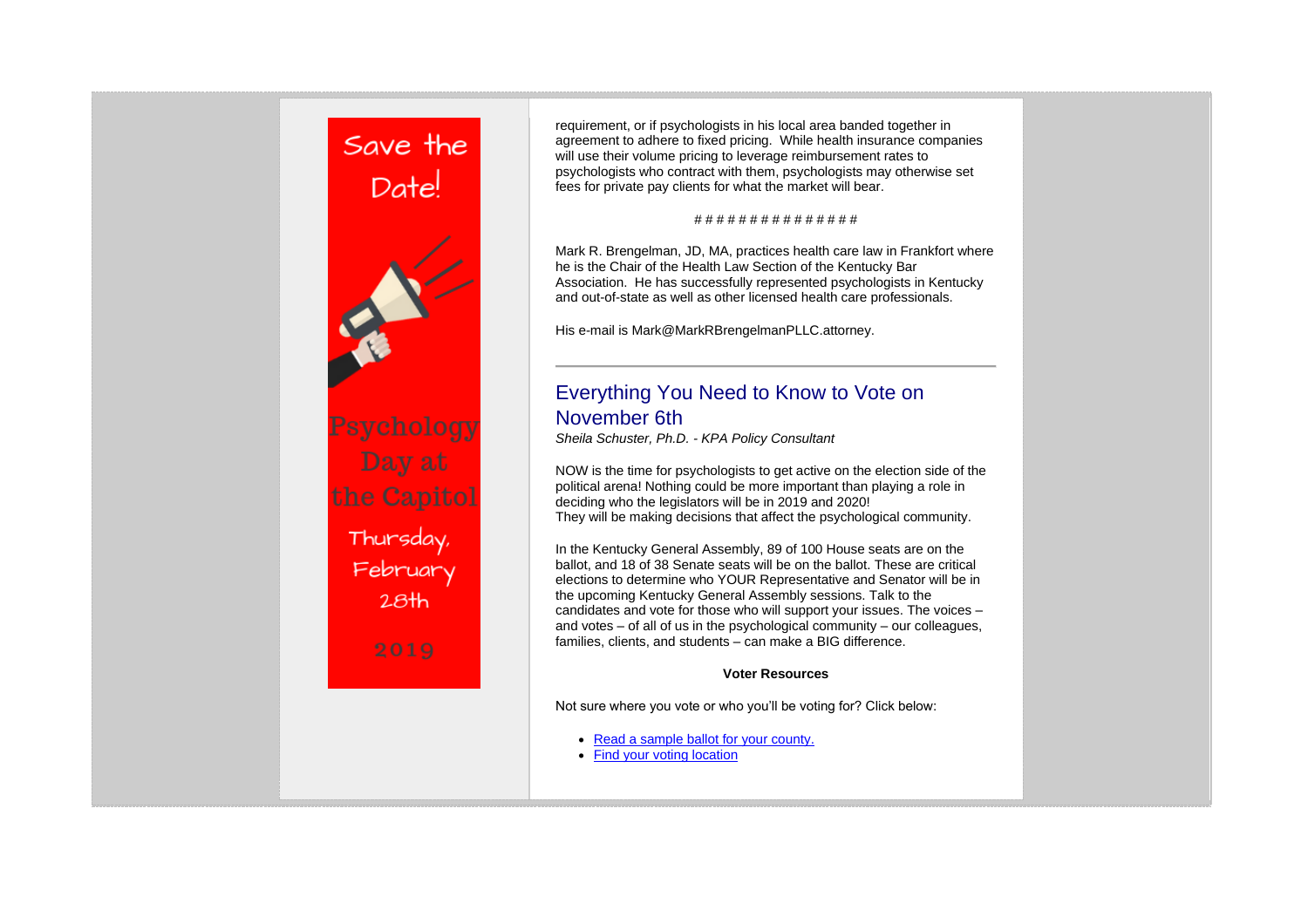Save the Date!

Psychology Day at the Capitol

Thursday, February 28th

2019

requirement, or if psychologists in his local area banded together in agreement to adhere to fixed pricing. While health insurance companies will use their volume pricing to leverage reimbursement rates to psychologists who contract with them, psychologists may otherwise set fees for private pay clients for what the market will bear.

# # # # # # # # # # # # # # #

Mark R. Brengelman, JD, MA, practices health care law in Frankfort where he is the Chair of the Health Law Section of the Kentucky Bar Association. He has successfully represented psychologists in Kentucky and out-of-state as well as other licensed health care professionals.

His e-mail is Mark@MarkRBrengelmanPLLC.attorney.

---

## Everything You Need to Know to Vote on November 6th

*Sheila Schuster, Ph.D. - KPA Policy Consultant*

NOW is the time for psychologists to get active on the election side of the political arena! Nothing could be more important than playing a role in deciding who the legislators will be in 2019 and 2020!
They will be making decisions that affect the psychological community.

In the Kentucky General Assembly, 89 of 100 House seats are on the ballot, and 18 of 38 Senate seats will be on the ballot. These are critical elections to determine who YOUR Representative and Senator will be in the upcoming Kentucky General Assembly sessions. Talk to the candidates and vote for those who will support your issues. The voices – and votes – of all of us in the psychological community – our colleagues, families, clients, and students – can make a BIG difference.

**Voter Resources**

Not sure where you vote or who you'll be voting for? Click below:

- Read a sample ballot for your county.
- Find your voting location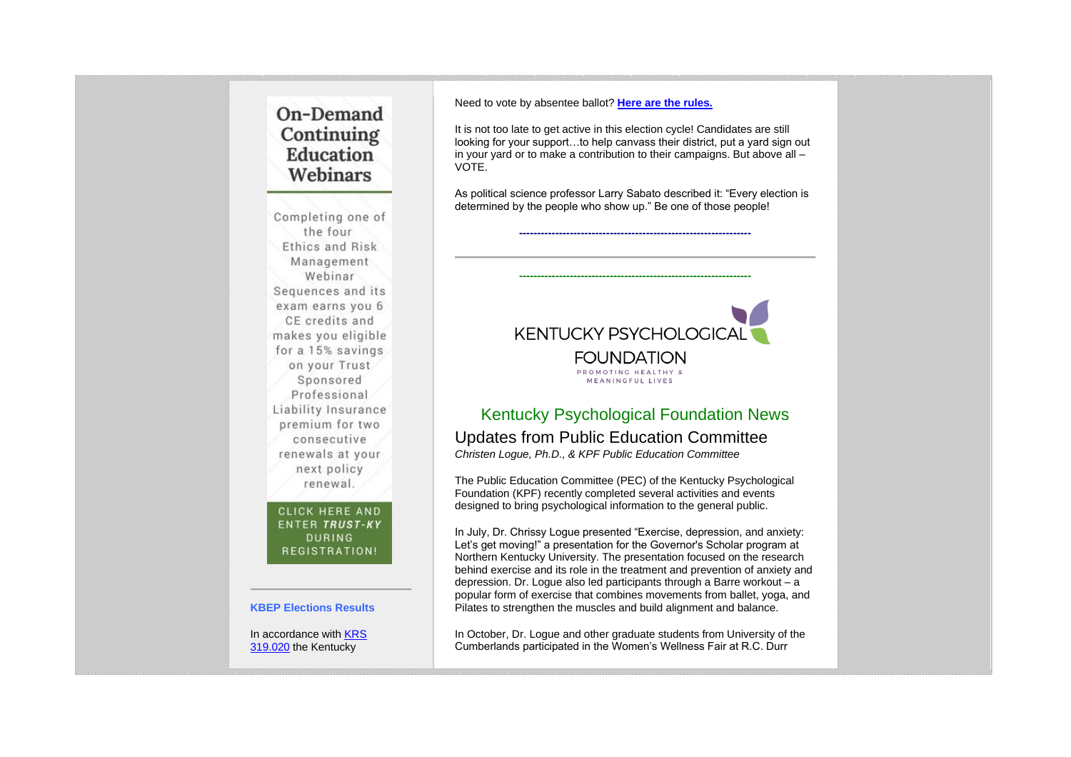# On-Demand Continuing Education Webinars

Completing one of the four Ethics and Risk Management Webinar Sequences and its exam earns you 6 CE credits and makes you eligible for a 15% savings on your Trust Sponsored Professional Liability Insurance premium for two consecutive renewals at your next policy renewal.

CLICK HERE AND ENTER ***TRUST-KY*** DURING REGISTRATION!

---

**KBEP Elections Results**

In accordance with KRS 319.020 the Kentucky

Need to vote by absentee ballot? **Here are the rules.**

It is not too late to get active in this election cycle! Candidates are still looking for your support…to help canvass their district, put a yard sign out in your yard or to make a contribution to their campaigns. But above all – VOTE.

As political science professor Larry Sabato described it: "Every election is determined by the people who show up." Be one of those people!

---

KENTUCKY PSYCHOLOGICAL FOUNDATION
PROMOTING HEALTHY & MEANINGFUL LIVES

## Kentucky Psychological Foundation News

## Updates from Public Education Committee

*Christen Logue, Ph.D., & KPF Public Education Committee*

The Public Education Committee (PEC) of the Kentucky Psychological Foundation (KPF) recently completed several activities and events designed to bring psychological information to the general public.

In July, Dr. Chrissy Logue presented "Exercise, depression, and anxiety: Let's get moving!" a presentation for the Governor's Scholar program at Northern Kentucky University. The presentation focused on the research behind exercise and its role in the treatment and prevention of anxiety and depression. Dr. Logue also led participants through a Barre workout – a popular form of exercise that combines movements from ballet, yoga, and Pilates to strengthen the muscles and build alignment and balance.

In October, Dr. Logue and other graduate students from University of the Cumberlands participated in the Women's Wellness Fair at R.C. Durr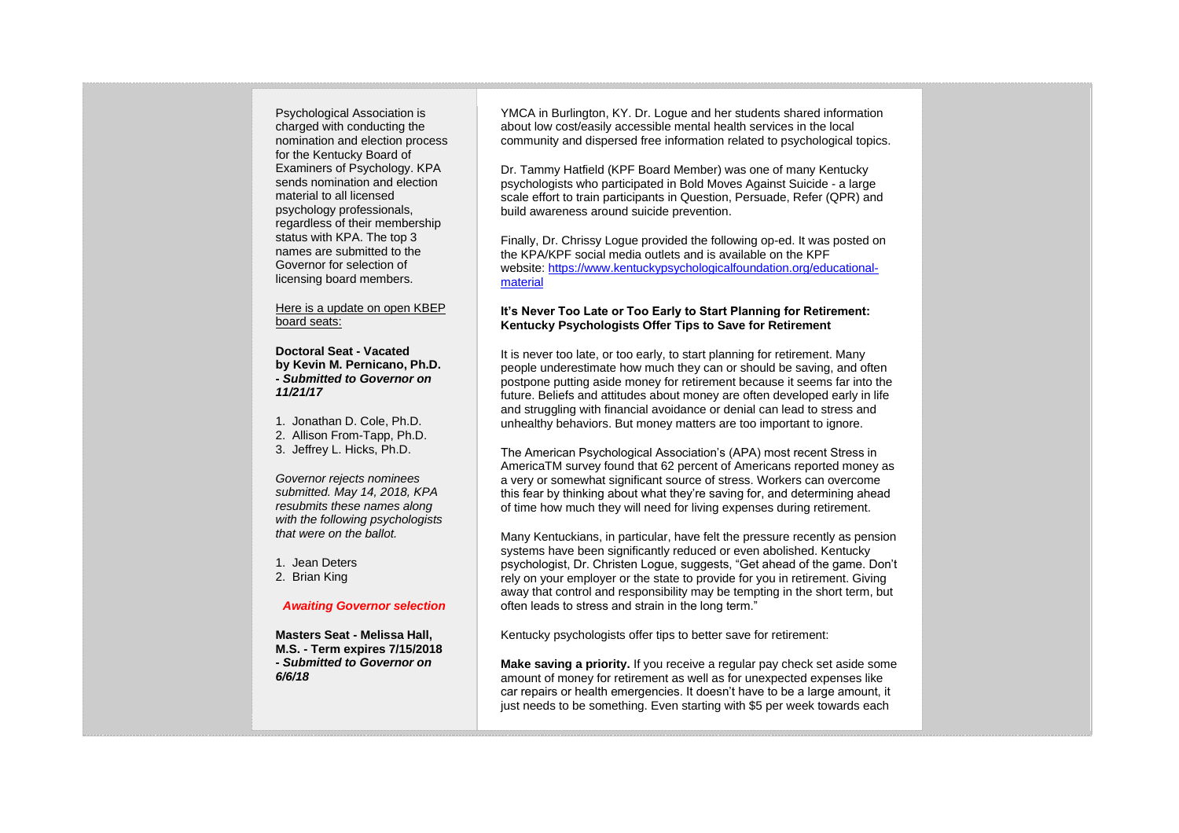Psychological Association is charged with conducting the nomination and election process for the Kentucky Board of Examiners of Psychology. KPA sends nomination and election material to all licensed psychology professionals, regardless of their membership status with KPA. The top 3 names are submitted to the Governor for selection of licensing board members.

Here is a update on open KBEP board seats:

**Doctoral Seat - Vacated by Kevin M. Pernicano, Ph.D. -** ***Submitted to Governor on 11/21/17***

1. Jonathan D. Cole, Ph.D.
2. Allison From-Tapp, Ph.D.
3. Jeffrey L. Hicks, Ph.D.

*Governor rejects nominees submitted. May 14, 2018, KPA resubmits these names along with the following psychologists that were on the ballot.*

1. Jean Deters
2. Brian King

***Awaiting Governor selection***

**Masters Seat - Melissa Hall, M.S. - Term expires 7/15/2018 -** ***Submitted to Governor on 6/6/18***

YMCA in Burlington, KY. Dr. Logue and her students shared information about low cost/easily accessible mental health services in the local community and dispersed free information related to psychological topics.

Dr. Tammy Hatfield (KPF Board Member) was one of many Kentucky psychologists who participated in Bold Moves Against Suicide - a large scale effort to train participants in Question, Persuade, Refer (QPR) and build awareness around suicide prevention.

Finally, Dr. Chrissy Logue provided the following op-ed. It was posted on the KPA/KPF social media outlets and is available on the KPF website: [https://www.kentuckypsychologicalfoundation.org/educational-material](https://www.kentuckypsychologicalfoundation.org/educational-material)

**It's Never Too Late or Too Early to Start Planning for Retirement: Kentucky Psychologists Offer Tips to Save for Retirement**

It is never too late, or too early, to start planning for retirement. Many people underestimate how much they can or should be saving, and often postpone putting aside money for retirement because it seems far into the future. Beliefs and attitudes about money are often developed early in life and struggling with financial avoidance or denial can lead to stress and unhealthy behaviors. But money matters are too important to ignore.

The American Psychological Association's (APA) most recent Stress in AmericaTM survey found that 62 percent of Americans reported money as a very or somewhat significant source of stress. Workers can overcome this fear by thinking about what they're saving for, and determining ahead of time how much they will need for living expenses during retirement.

Many Kentuckians, in particular, have felt the pressure recently as pension systems have been significantly reduced or even abolished. Kentucky psychologist, Dr. Christen Logue, suggests, "Get ahead of the game. Don't rely on your employer or the state to provide for you in retirement. Giving away that control and responsibility may be tempting in the short term, but often leads to stress and strain in the long term."

Kentucky psychologists offer tips to better save for retirement:

**Make saving a priority.** If you receive a regular pay check set aside some amount of money for retirement as well as for unexpected expenses like car repairs or health emergencies. It doesn't have to be a large amount, it just needs to be something. Even starting with $5 per week towards each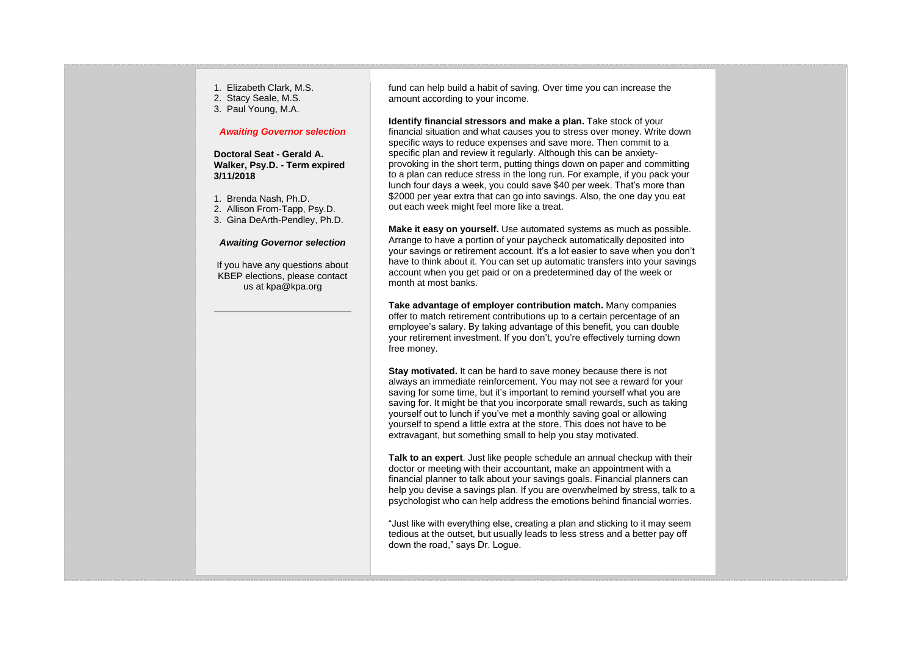1. Elizabeth Clark, M.S.
2. Stacy Seale, M.S.
3. Paul Young, M.A.

***Awaiting Governor selection***

**Doctoral Seat - Gerald A. Walker, Psy.D. - Term expired 3/11/2018**

1. Brenda Nash, Ph.D.
2. Allison From-Tapp, Psy.D.
3. Gina DeArth-Pendley, Ph.D.

***Awaiting Governor selection***

If you have any questions about KBEP elections, please contact us at kpa@kpa.org

---

fund can help build a habit of saving. Over time you can increase the amount according to your income.

**Identify financial stressors and make a plan.** Take stock of your financial situation and what causes you to stress over money. Write down specific ways to reduce expenses and save more. Then commit to a specific plan and review it regularly. Although this can be anxiety-provoking in the short term, putting things down on paper and committing to a plan can reduce stress in the long run. For example, if you pack your lunch four days a week, you could save $40 per week. That's more than $2000 per year extra that can go into savings. Also, the one day you eat out each week might feel more like a treat.

**Make it easy on yourself.** Use automated systems as much as possible. Arrange to have a portion of your paycheck automatically deposited into your savings or retirement account. It's a lot easier to save when you don't have to think about it. You can set up automatic transfers into your savings account when you get paid or on a predetermined day of the week or month at most banks.

**Take advantage of employer contribution match.** Many companies offer to match retirement contributions up to a certain percentage of an employee's salary. By taking advantage of this benefit, you can double your retirement investment. If you don't, you're effectively turning down free money.

**Stay motivated.** It can be hard to save money because there is not always an immediate reinforcement. You may not see a reward for your saving for some time, but it's important to remind yourself what you are saving for. It might be that you incorporate small rewards, such as taking yourself out to lunch if you've met a monthly saving goal or allowing yourself to spend a little extra at the store. This does not have to be extravagant, but something small to help you stay motivated.

**Talk to an expert**. Just like people schedule an annual checkup with their doctor or meeting with their accountant, make an appointment with a financial planner to talk about your savings goals. Financial planners can help you devise a savings plan. If you are overwhelmed by stress, talk to a psychologist who can help address the emotions behind financial worries.

"Just like with everything else, creating a plan and sticking to it may seem tedious at the outset, but usually leads to less stress and a better pay off down the road," says Dr. Logue.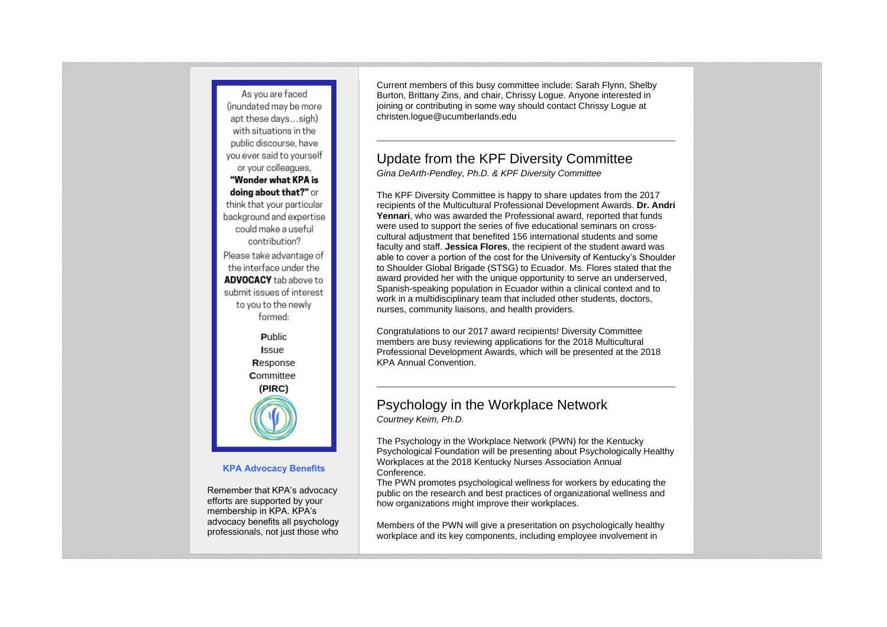As you are faced (inundated may be more apt these days…sigh) with situations in the public discourse, have you ever said to yourself or your colleagues, **"Wonder what KPA is doing about that?"** or think that your particular background and expertise could make a useful contribution?

Please take advantage of the interface under the **ADVOCACY** tab above to submit issues of interest to you to the newly formed:

**P**ublic
**I**ssue
**R**esponse
**C**ommittee
**(PIRC)**

**KPA Advocacy Benefits**

Remember that KPA's advocacy efforts are supported by your membership in KPA. KPA's advocacy benefits all psychology professionals, not just those who

Current members of this busy committee include: Sarah Flynn, Shelby Burton, Brittany Zins, and chair, Chrissy Logue. Anyone interested in joining or contributing in some way should contact Chrissy Logue at christen.logue@ucumberlands.edu

---

## Update from the KPF Diversity Committee

*Gina DeArth-Pendley, Ph.D. & KPF Diversity Committee*

The KPF Diversity Committee is happy to share updates from the 2017 recipients of the Multicultural Professional Development Awards. **Dr. Andri Yennari**, who was awarded the Professional award, reported that funds were used to support the series of five educational seminars on cross-cultural adjustment that benefited 156 international students and some faculty and staff. **Jessica Flores**, the recipient of the student award was able to cover a portion of the cost for the University of Kentucky's Shoulder to Shoulder Global Brigade (STSG) to Ecuador. Ms. Flores stated that the award provided her with the unique opportunity to serve an underserved, Spanish-speaking population in Ecuador within a clinical context and to work in a multidisciplinary team that included other students, doctors, nurses, community liaisons, and health providers.

Congratulations to our 2017 award recipients! Diversity Committee members are busy reviewing applications for the 2018 Multicultural Professional Development Awards, which will be presented at the 2018 KPA Annual Convention.

---

## Psychology in the Workplace Network

*Courtney Keim, Ph.D.*

The Psychology in the Workplace Network (PWN) for the Kentucky Psychological Foundation will be presenting about Psychologically Healthy Workplaces at the 2018 Kentucky Nurses Association Annual Conference.

The PWN promotes psychological wellness for workers by educating the public on the research and best practices of organizational wellness and how organizations might improve their workplaces.

Members of the PWN will give a presentation on psychologically healthy workplace and its key components, including employee involvement in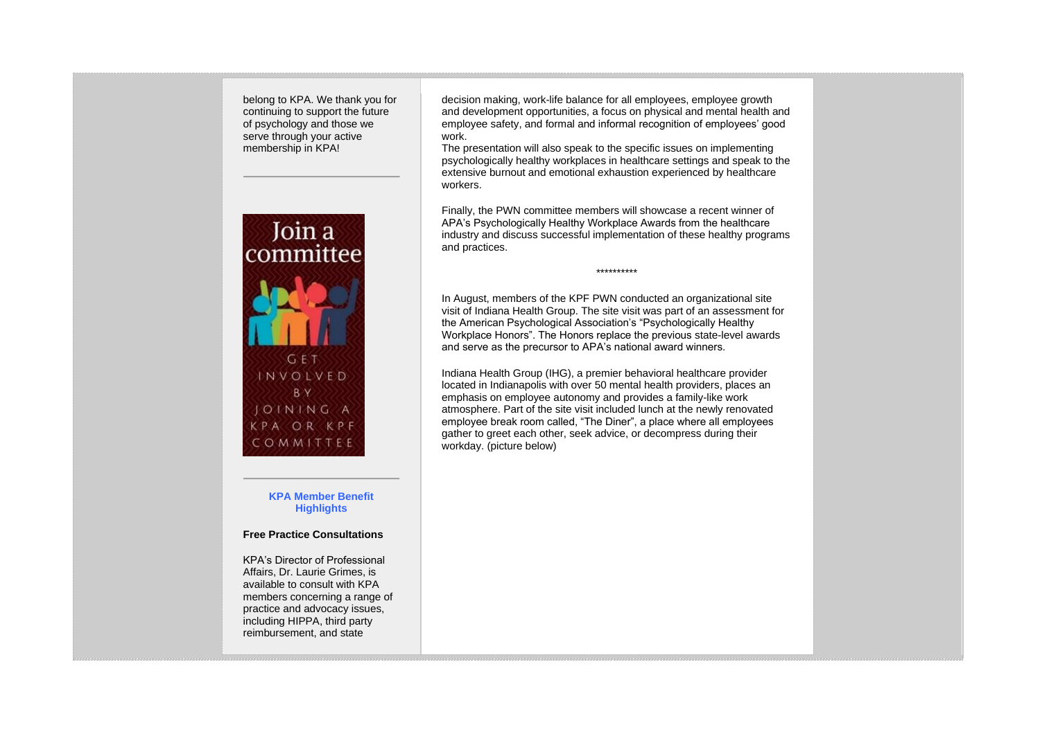belong to KPA. We thank you for continuing to support the future of psychology and those we serve through your active membership in KPA!

---

Join a committee

GET INVOLVED BY JOINING A KPA OR KPF COMMITTEE

---

**KPA Member Benefit Highlights**

**Free Practice Consultations**

KPA's Director of Professional Affairs, Dr. Laurie Grimes, is available to consult with KPA members concerning a range of practice and advocacy issues, including HIPPA, third party reimbursement, and state

decision making, work-life balance for all employees, employee growth and development opportunities, a focus on physical and mental health and employee safety, and formal and informal recognition of employees' good work.
The presentation will also speak to the specific issues on implementing psychologically healthy workplaces in healthcare settings and speak to the extensive burnout and emotional exhaustion experienced by healthcare workers.

Finally, the PWN committee members will showcase a recent winner of APA's Psychologically Healthy Workplace Awards from the healthcare industry and discuss successful implementation of these healthy programs and practices.

**********

In August, members of the KPF PWN conducted an organizational site visit of Indiana Health Group. The site visit was part of an assessment for the American Psychological Association's "Psychologically Healthy Workplace Honors". The Honors replace the previous state-level awards and serve as the precursor to APA's national award winners.

Indiana Health Group (IHG), a premier behavioral healthcare provider located in Indianapolis with over 50 mental health providers, places an emphasis on employee autonomy and provides a family-like work atmosphere. Part of the site visit included lunch at the newly renovated employee break room called, "The Diner", a place where all employees gather to greet each other, seek advice, or decompress during their workday. (picture below)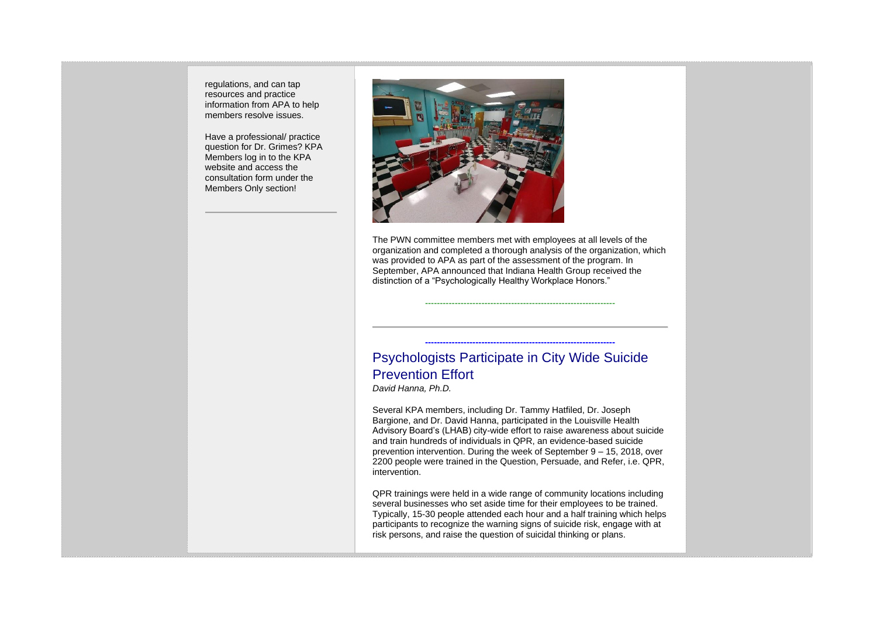regulations, and can tap resources and practice information from APA to help members resolve issues.

Have a professional/ practice question for Dr. Grimes? KPA Members log in to the KPA website and access the consultation form under the Members Only section!

The PWN committee members met with employees at all levels of the organization and completed a thorough analysis of the organization, which was provided to APA as part of the assessment of the program. In September, APA announced that Indiana Health Group received the distinction of a "Psychologically Healthy Workplace Honors."

---

## Psychologists Participate in City Wide Suicide Prevention Effort

*David Hanna, Ph.D.*

Several KPA members, including Dr. Tammy Hatfiled, Dr. Joseph Bargione, and Dr. David Hanna, participated in the Louisville Health Advisory Board's (LHAB) city-wide effort to raise awareness about suicide and train hundreds of individuals in QPR, an evidence-based suicide prevention intervention. During the week of September 9 – 15, 2018, over 2200 people were trained in the Question, Persuade, and Refer, i.e. QPR, intervention.

QPR trainings were held in a wide range of community locations including several businesses who set aside time for their employees to be trained. Typically, 15-30 people attended each hour and a half training which helps participants to recognize the warning signs of suicide risk, engage with at risk persons, and raise the question of suicidal thinking or plans.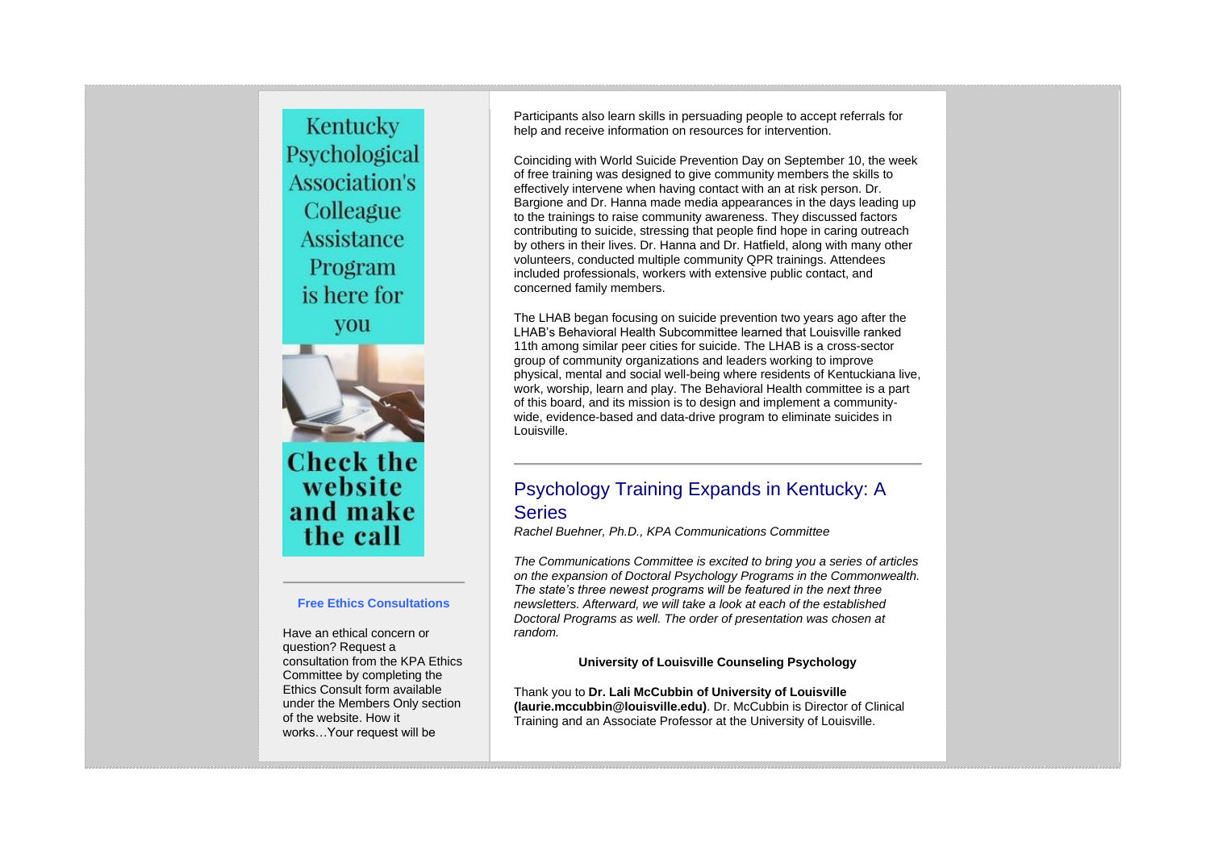Kentucky Psychological Association's Colleague Assistance Program is here for you

Check the website and make the call

**Free Ethics Consultations**

Have an ethical concern or question? Request a consultation from the KPA Ethics Committee by completing the Ethics Consult form available under the Members Only section of the website. How it works…Your request will be

Participants also learn skills in persuading people to accept referrals for help and receive information on resources for intervention.

Coinciding with World Suicide Prevention Day on September 10, the week of free training was designed to give community members the skills to effectively intervene when having contact with an at risk person. Dr. Bargione and Dr. Hanna made media appearances in the days leading up to the trainings to raise community awareness. They discussed factors contributing to suicide, stressing that people find hope in caring outreach by others in their lives. Dr. Hanna and Dr. Hatfield, along with many other volunteers, conducted multiple community QPR trainings. Attendees included professionals, workers with extensive public contact, and concerned family members.

The LHAB began focusing on suicide prevention two years ago after the LHAB's Behavioral Health Subcommittee learned that Louisville ranked 11th among similar peer cities for suicide. The LHAB is a cross-sector group of community organizations and leaders working to improve physical, mental and social well-being where residents of Kentuckiana live, work, worship, learn and play. The Behavioral Health committee is a part of this board, and its mission is to design and implement a community-wide, evidence-based and data-drive program to eliminate suicides in Louisville.

---

## Psychology Training Expands in Kentucky: A Series

*Rachel Buehner, Ph.D., KPA Communications Committee*

*The Communications Committee is excited to bring you a series of articles on the expansion of Doctoral Psychology Programs in the Commonwealth. The state's three newest programs will be featured in the next three newsletters. Afterward, we will take a look at each of the established Doctoral Programs as well. The order of presentation was chosen at random.*

**University of Louisville Counseling Psychology**

Thank you to **Dr. Lali McCubbin of University of Louisville (laurie.mccubbin@louisville.edu)**. Dr. McCubbin is Director of Clinical Training and an Associate Professor at the University of Louisville.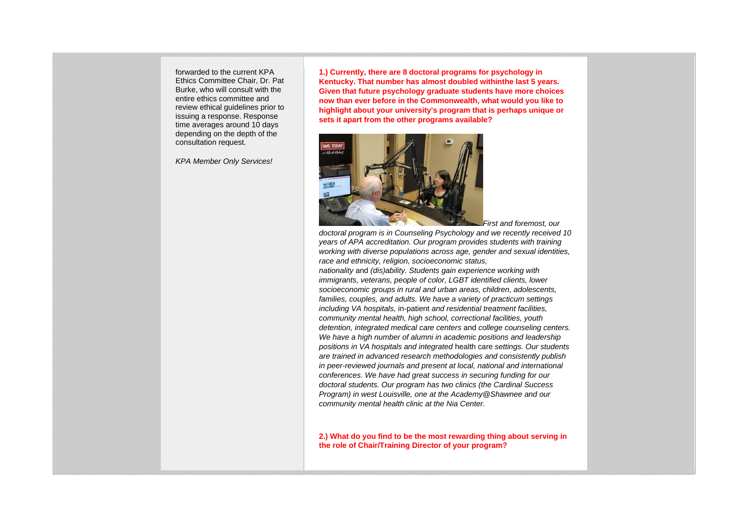forwarded to the current KPA Ethics Committee Chair, Dr. Pat Burke, who will consult with the entire ethics committee and review ethical guidelines prior to issuing a response. Response time averages around 10 days depending on the depth of the consultation request.

*KPA Member Only Services!*

**1.) Currently, there are 8 doctoral programs for psychology in Kentucky. That number has almost doubled withinthe last 5 years. Given that future psychology graduate students have more choices now than ever before in the Commonwealth, what would you like to highlight about your university's program that is perhaps unique or sets it apart from the other programs available?**

*First and foremost, our doctoral program is in Counseling Psychology and we recently received 10 years of APA accreditation. Our program provides students with training working with diverse populations across age, gender and sexual identities, race and ethnicity, religion, socioeconomic status, nationality* and *(dis)ability. Students gain experience working with immigrants, veterans, people of color, LGBT identified clients, lower socioeconomic groups in rural and urban areas, children, adolescents, families, couples, and adults. We have a variety of practicum settings including VA hospitals,* in-patient *and residential treatment facilities, community mental health, high school, correctional facilities, youth detention, integrated medical care centers* and *college counseling centers. We have a high number of alumni in academic positions and leadership positions in VA hospitals and integrated* health care *settings. Our students are trained in advanced research methodologies and consistently publish in peer-reviewed journals and present at local, national and international conferences. We have had great success in securing funding for our doctoral students. Our program has two clinics (the Cardinal Success Program) in west Louisville, one at the Academy@Shawnee and our community mental health clinic at the Nia Center.*

**2.) What do you find to be the most rewarding thing about serving in the role of Chair/Training Director of your program?**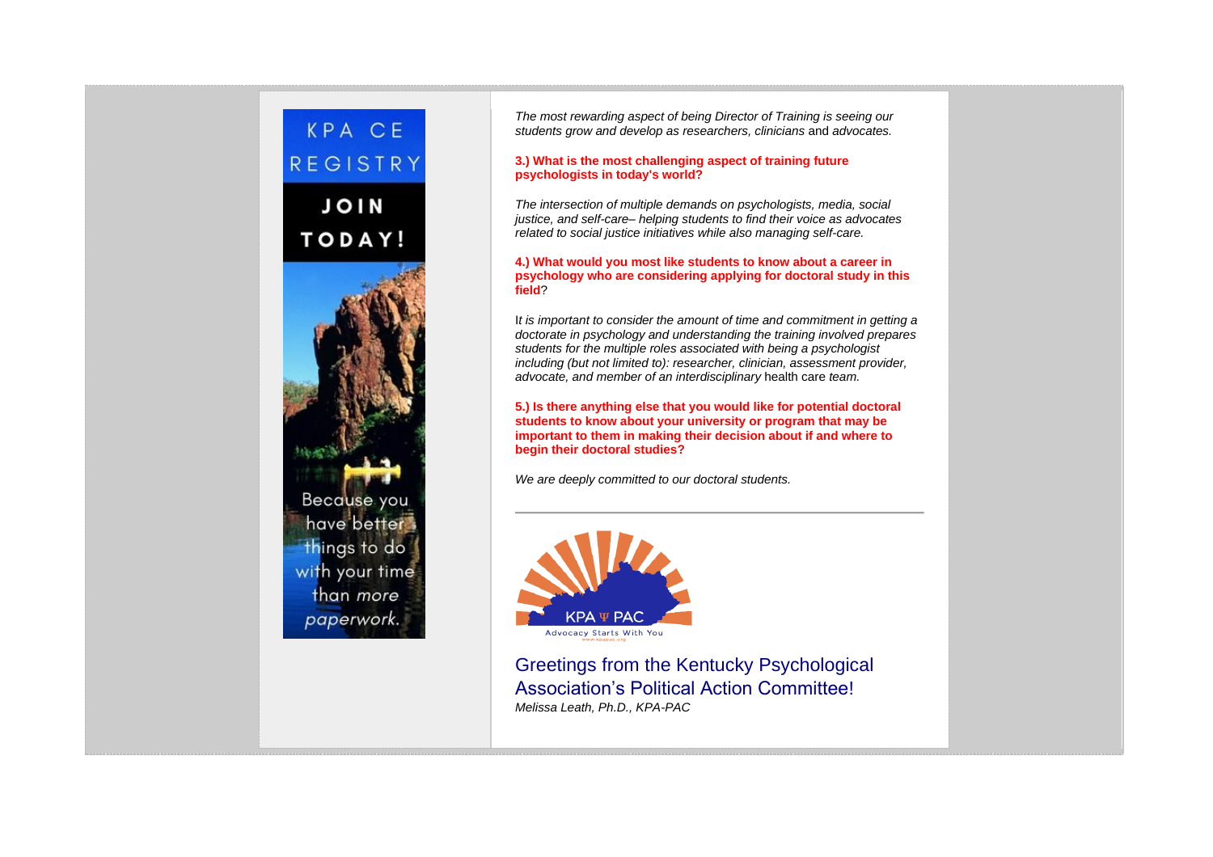KPA CE REGISTRY

JOIN TODAY!

Because you have better things to do with your time than *more* paperwork.

*The most rewarding aspect of being Director of Training is seeing our students grow and develop as researchers, clinicians* and *advocates.*

**3.) What is the most challenging aspect of training future psychologists in today's world?**

*The intersection of multiple demands on psychologists, media, social justice, and self-care– helping students to find their voice as advocates related to social justice initiatives while also managing self-care.*

**4.) What would you most like students to know about a career in psychology who are considering applying for doctoral study in this field**?

I*t is important to consider the amount of time and commitment in getting a doctorate in psychology and understanding the training involved prepares students for the multiple roles associated with being a psychologist including (but not limited to): researcher, clinician, assessment provider, advocate, and member of an interdisciplinary* health care *team.*

**5.) Is there anything else that you would like for potential doctoral students to know about your university or program that may be important to them in making their decision about if and where to begin their doctoral studies?**

*We are deeply committed to our doctoral students.*

---

KPA Ψ PAC

Advocacy Starts With You

## Greetings from the Kentucky Psychological Association's Political Action Committee!

*Melissa Leath, Ph.D., KPA-PAC*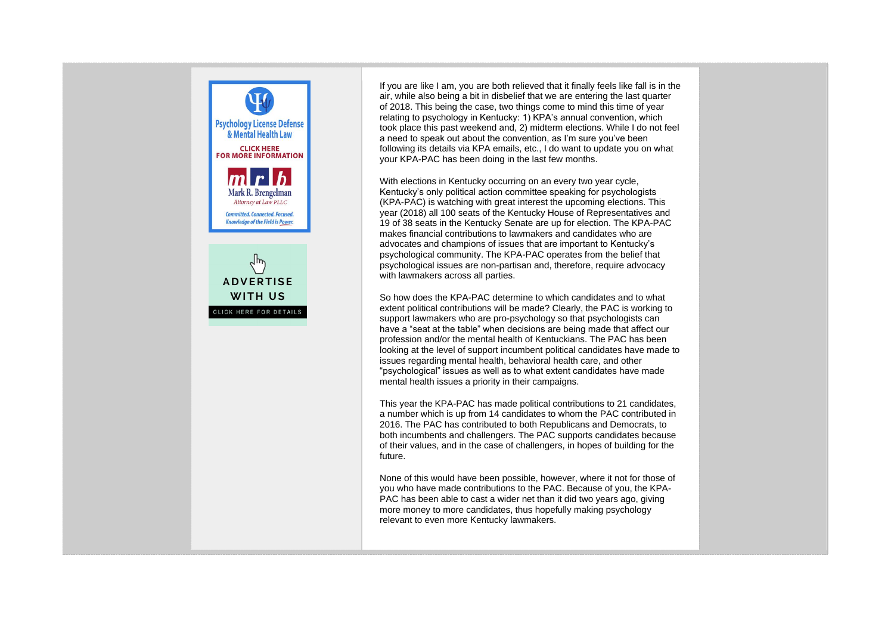If you are like I am, you are both relieved that it finally feels like fall is in the air, while also being a bit in disbelief that we are entering the last quarter of 2018. This being the case, two things come to mind this time of year relating to psychology in Kentucky: 1) KPA's annual convention, which took place this past weekend and, 2) midterm elections. While I do not feel a need to speak out about the convention, as I'm sure you've been following its details via KPA emails, etc., I do want to update you on what your KPA-PAC has been doing in the last few months.

With elections in Kentucky occurring on an every two year cycle, Kentucky's only political action committee speaking for psychologists (KPA-PAC) is watching with great interest the upcoming elections. This year (2018) all 100 seats of the Kentucky House of Representatives and 19 of 38 seats in the Kentucky Senate are up for election. The KPA-PAC makes financial contributions to lawmakers and candidates who are advocates and champions of issues that are important to Kentucky's psychological community. The KPA-PAC operates from the belief that psychological issues are non-partisan and, therefore, require advocacy with lawmakers across all parties.

So how does the KPA-PAC determine to which candidates and to what extent political contributions will be made? Clearly, the PAC is working to support lawmakers who are pro-psychology so that psychologists can have a "seat at the table" when decisions are being made that affect our profession and/or the mental health of Kentuckians. The PAC has been looking at the level of support incumbent political candidates have made to issues regarding mental health, behavioral health care, and other "psychological" issues as well as to what extent candidates have made mental health issues a priority in their campaigns.

This year the KPA-PAC has made political contributions to 21 candidates, a number which is up from 14 candidates to whom the PAC contributed in 2016. The PAC has contributed to both Republicans and Democrats, to both incumbents and challengers. The PAC supports candidates because of their values, and in the case of challengers, in hopes of building for the future.

None of this would have been possible, however, where it not for those of you who have made contributions to the PAC. Because of you, the KPA-PAC has been able to cast a wider net than it did two years ago, giving more money to more candidates, thus hopefully making psychology relevant to even more Kentucky lawmakers.

Psychology License Defense & Mental Health Law

CLICK HERE FOR MORE INFORMATION

mrb
Mark R. Brengelman
Attorney at Law PLLC

Committed. Connected. Focused. Knowledge of the Field is Power.

ADVERTISE WITH US

CLICK HERE FOR DETAILS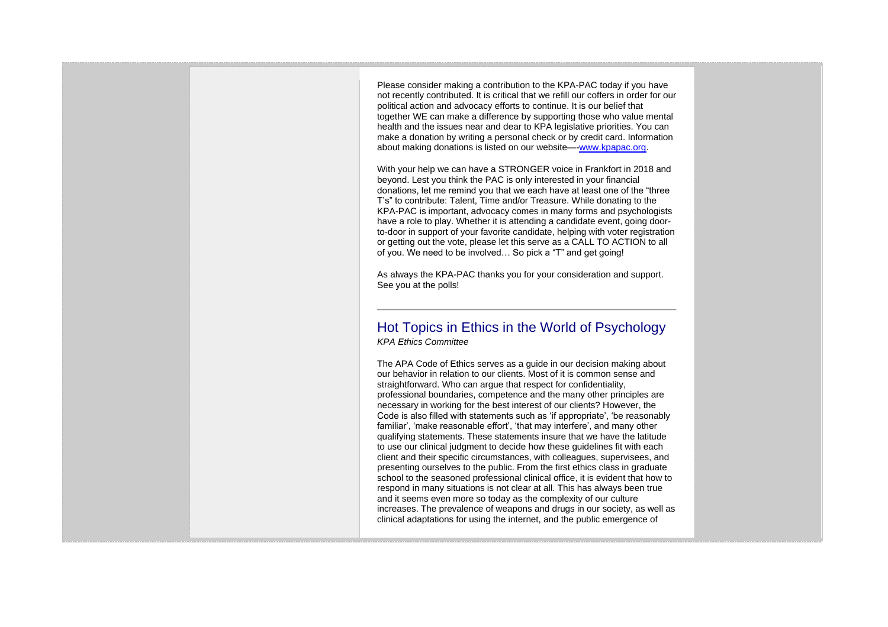Please consider making a contribution to the KPA-PAC today if you have not recently contributed. It is critical that we refill our coffers in order for our political action and advocacy efforts to continue. It is our belief that together WE can make a difference by supporting those who value mental health and the issues near and dear to KPA legislative priorities. You can make a donation by writing a personal check or by credit card. Information about making donations is listed on our website—-[www.kpapac.org](http://www.kpapac.org).

With your help we can have a STRONGER voice in Frankfort in 2018 and beyond. Lest you think the PAC is only interested in your financial donations, let me remind you that we each have at least one of the "three T's" to contribute: Talent, Time and/or Treasure. While donating to the KPA-PAC is important, advocacy comes in many forms and psychologists have a role to play. Whether it is attending a candidate event, going door-to-door in support of your favorite candidate, helping with voter registration or getting out the vote, please let this serve as a CALL TO ACTION to all of you. We need to be involved… So pick a "T" and get going!

As always the KPA-PAC thanks you for your consideration and support. See you at the polls!

---

## Hot Topics in Ethics in the World of Psychology

*KPA Ethics Committee*

The APA Code of Ethics serves as a guide in our decision making about our behavior in relation to our clients. Most of it is common sense and straightforward. Who can argue that respect for confidentiality, professional boundaries, competence and the many other principles are necessary in working for the best interest of our clients? However, the Code is also filled with statements such as 'if appropriate', 'be reasonably familiar', 'make reasonable effort', 'that may interfere', and many other qualifying statements. These statements insure that we have the latitude to use our clinical judgment to decide how these guidelines fit with each client and their specific circumstances, with colleagues, supervisees, and presenting ourselves to the public. From the first ethics class in graduate school to the seasoned professional clinical office, it is evident that how to respond in many situations is not clear at all. This has always been true and it seems even more so today as the complexity of our culture increases. The prevalence of weapons and drugs in our society, as well as clinical adaptations for using the internet, and the public emergence of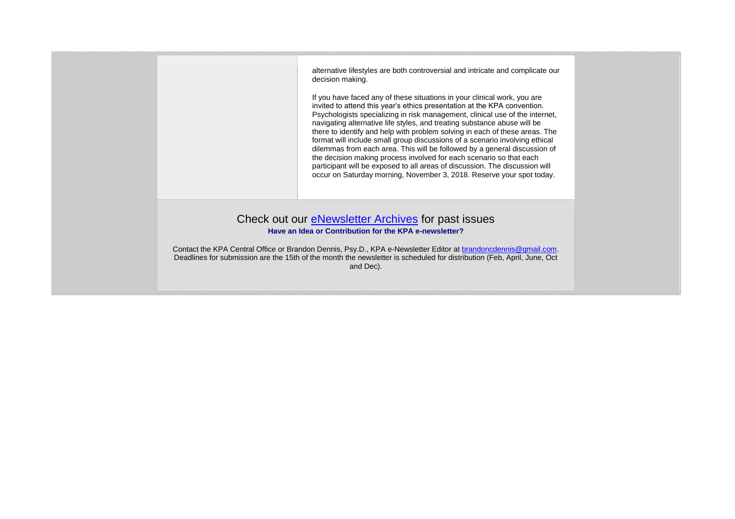alternative lifestyles are both controversial and intricate and complicate our decision making.

If you have faced any of these situations in your clinical work, you are invited to attend this year's ethics presentation at the KPA convention. Psychologists specializing in risk management, clinical use of the internet, navigating alternative life styles, and treating substance abuse will be there to identify and help with problem solving in each of these areas. The format will include small group discussions of a scenario involving ethical dilemmas from each area. This will be followed by a general discussion of the decision making process involved for each scenario so that each participant will be exposed to all areas of discussion. The discussion will occur on Saturday morning, November 3, 2018. Reserve your spot today.

Check out our eNewsletter Archives for past issues

**Have an Idea or Contribution for the KPA e-newsletter?**

Contact the KPA Central Office or Brandon Dennis, Psy.D., KPA e-Newsletter Editor at brandoncdennis@gmail.com. Deadlines for submission are the 15th of the month the newsletter is scheduled for distribution (Feb, April, June, Oct and Dec).